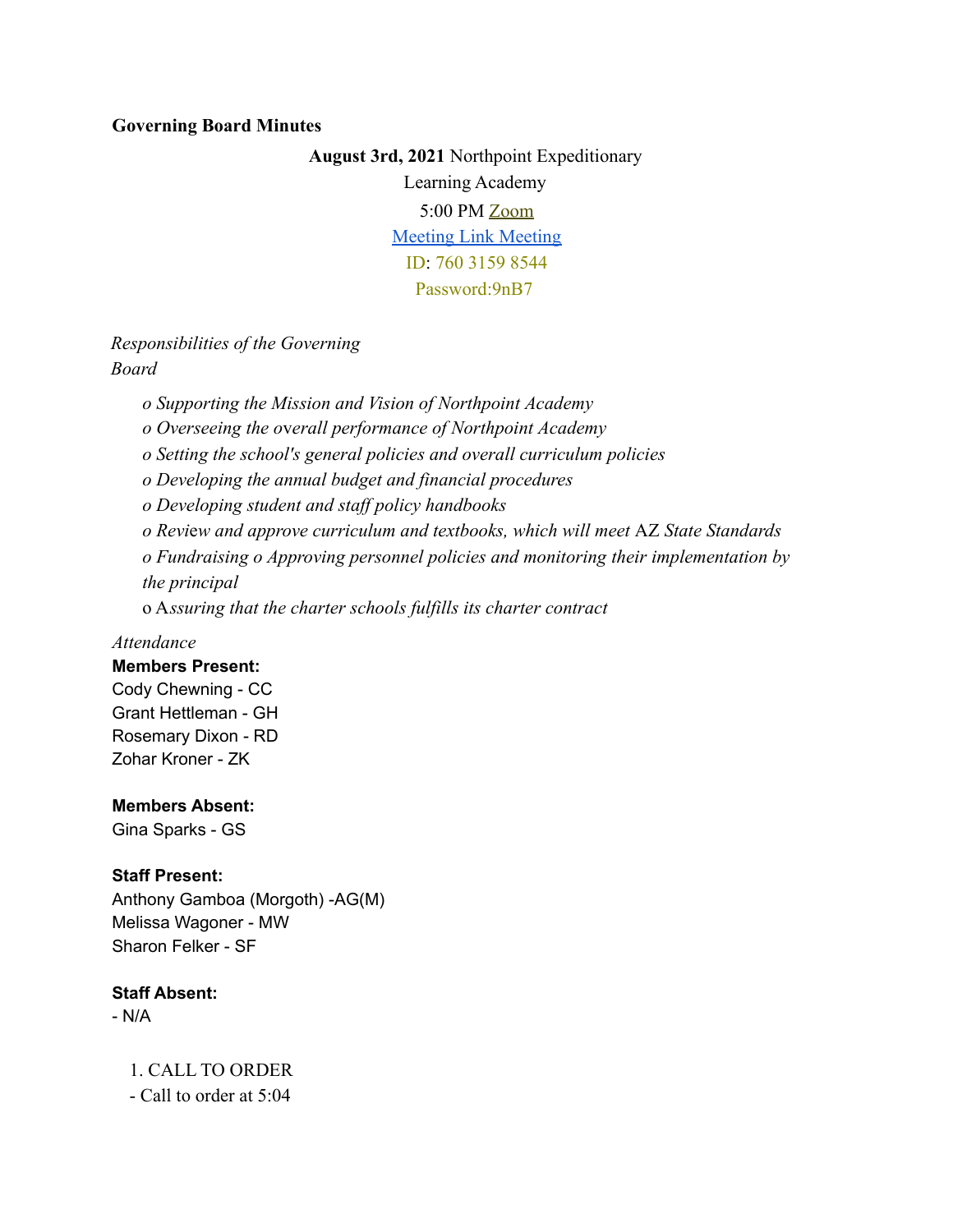**Governing Board Minutes**

**August 3rd, 2021** Northpoint Expeditionary Learning Academy
5:00 PM Zoom
Meeting Link Meeting
ID: 760 3159 8544
Password:9nB7

*Responsibilities of the Governing Board*

- *Supporting the Mission and Vision of Northpoint Academy*
- *Overseeing the overall performance of Northpoint Academy*
- *Setting the school's general policies and overall curriculum policies*
- *Developing the annual budget and financial procedures*
- *Developing student and staff policy handbooks*
- *Review and approve curriculum and textbooks, which will meet* AZ *State Standards*
- *Fundraising o Approving personnel policies and monitoring their implementation by the principal*
- A*ssuring that the charter schools fulfills its charter contract*

*Attendance*

**Members Present:**
Cody Chewning - CC
Grant Hettleman - GH
Rosemary Dixon - RD
Zohar Kroner - ZK

**Members Absent:**
Gina Sparks - GS

**Staff Present:**
Anthony Gamboa (Morgoth) -AG(M)
Melissa Wagoner - MW
Sharon Felker - SF

**Staff Absent:**
- N/A

1. CALL TO ORDER
- Call to order at 5:04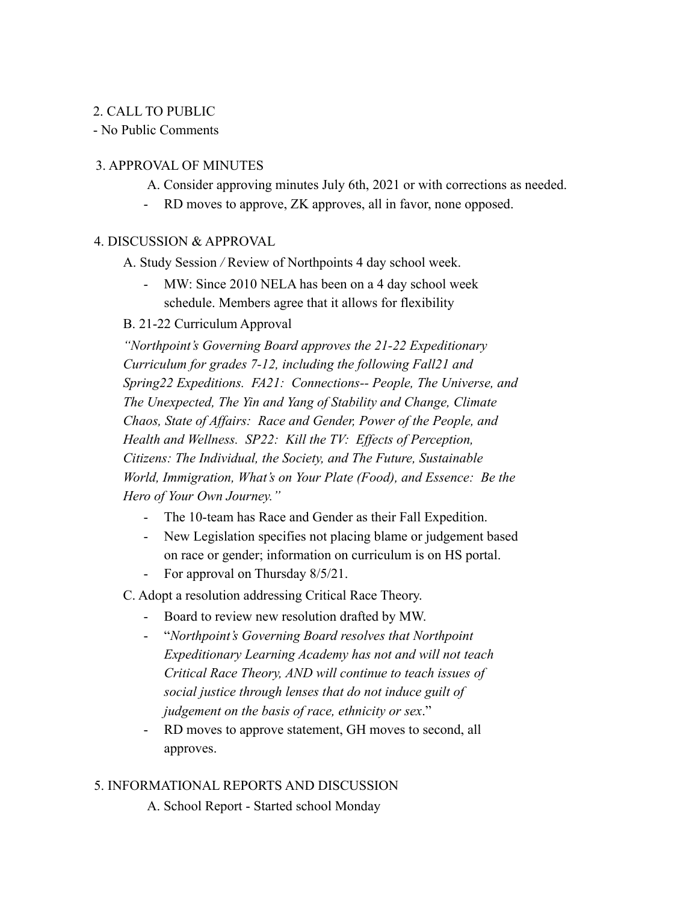2. CALL TO PUBLIC

- No Public Comments

3. APPROVAL OF MINUTES

A. Consider approving minutes July 6th, 2021 or with corrections as needed.

- RD moves to approve, ZK approves, all in favor, none opposed.

4. DISCUSSION & APPROVAL

A. Study Session / Review of Northpoints 4 day school week.

- MW: Since 2010 NELA has been on a 4 day school week schedule. Members agree that it allows for flexibility

B. 21-22 Curriculum Approval

*"Northpoint's Governing Board approves the 21-22 Expeditionary Curriculum for grades 7-12, including the following Fall21 and Spring22 Expeditions. FA21: Connections-- People, The Universe, and The Unexpected, The Yin and Yang of Stability and Change, Climate Chaos, State of Affairs: Race and Gender, Power of the People, and Health and Wellness. SP22: Kill the TV: Effects of Perception, Citizens: The Individual, the Society, and The Future, Sustainable World, Immigration, What's on Your Plate (Food), and Essence: Be the Hero of Your Own Journey."*

- The 10-team has Race and Gender as their Fall Expedition.
- New Legislation specifies not placing blame or judgement based on race or gender; information on curriculum is on HS portal.
- For approval on Thursday 8/5/21.

C. Adopt a resolution addressing Critical Race Theory.

- Board to review new resolution drafted by MW.
- "*Northpoint's Governing Board resolves that Northpoint Expeditionary Learning Academy has not and will not teach Critical Race Theory, AND will continue to teach issues of social justice through lenses that do not induce guilt of judgement on the basis of race, ethnicity or sex*."
- RD moves to approve statement, GH moves to second, all approves.

5. INFORMATIONAL REPORTS AND DISCUSSION

A. School Report - Started school Monday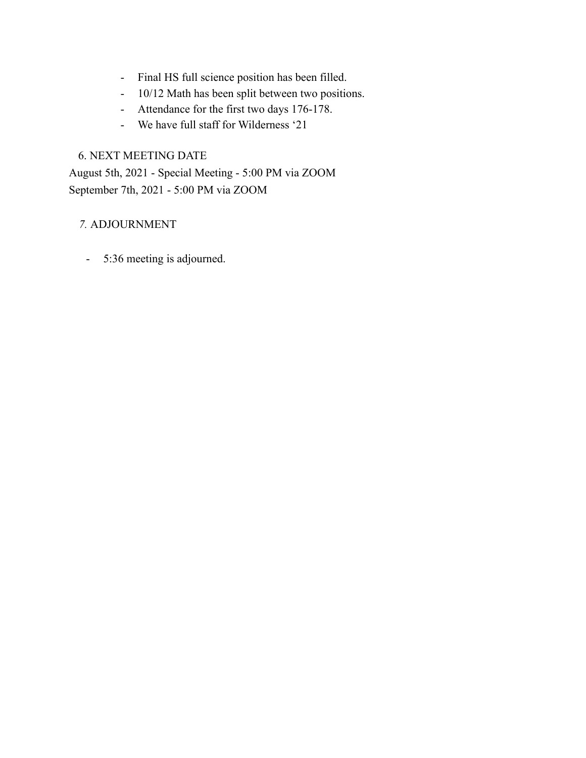- Final HS full science position has been filled.
- 10/12 Math has been split between two positions.
- Attendance for the first two days 176-178.
- We have full staff for Wilderness '21

6. NEXT MEETING DATE

August 5th, 2021 - Special Meeting - 5:00 PM via ZOOM

September 7th, 2021 - 5:00 PM via ZOOM

7. ADJOURNMENT

- 5:36 meeting is adjourned.